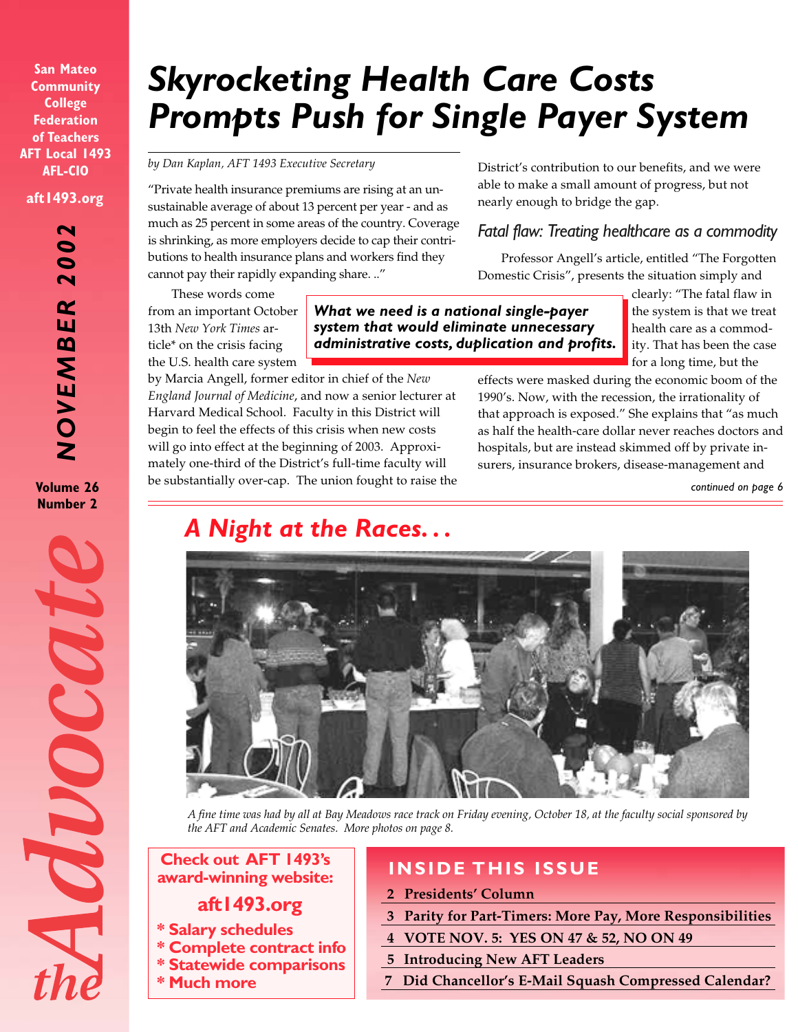San Mateo Community College Federation of Teachers AFT Local 1493 AFL-CIO

aft1493.org

NOVEMBER 2002

Volume 26 Number 2

# the Advocate

# Skyrocketing Health Care Costs Prompts Push for Single Payer System

*by Dan Kaplan, AFT 1493 Executive Secretary*

"Private health insurance premiums are rising at an unsustainable average of about 13 percent per year - and as much as 25 percent in some areas of the country. Coverage is shrinking, as more employers decide to cap their contributions to health insurance plans and workers find they cannot pay their rapidly expanding share. .."

These words come from an important October 13th *New York Times* article* on the crisis facing the U.S. health care system by Marcia Angell, former editor in chief of the *New England Journal of Medicine*, and now a senior lecturer at Harvard Medical School. Faculty in this District will begin to feel the effects of this crisis when new costs will go into effect at the beginning of 2003. Approximately one-third of the District's full-time faculty will be substantially over-cap. The union fought to raise the District's contribution to our benefits, and we were able to make a small amount of progress, but not nearly enough to bridge the gap.

> **What we need is a national single-payer system that would eliminate unnecessary administrative costs, duplication and profits.**

## Fatal flaw: Treating healthcare as a commodity

Professor Angell's article, entitled "The Forgotten Domestic Crisis", presents the situation simply and clearly: "The fatal flaw in the system is that we treat health care as a commodity. That has been the case for a long time, but the effects were masked during the economic boom of the 1990's. Now, with the recession, the irrationality of that approach is exposed." She explains that "as much as half the health-care dollar never reaches doctors and hospitals, but are instead skimmed off by private insurers, insurance brokers, disease-management and

*continued on page 6*

## A Night at the Races...

*A fine time was had by all at Bay Meadows race track on Friday evening, October 18, at the faculty social sponsored by the AFT and Academic Senates. More photos on page 8.*

**Check out AFT 1493's award-winning website:**

**aft1493.org**

- **Salary schedules**
- **Complete contract info**
- **Statewide comparisons**
- **Much more**

## INSIDE THIS ISSUE

- 2 Presidents' Column
- 3 Parity for Part-Timers: More Pay, More Responsibilities
- 4 VOTE NOV. 5: YES ON 47 & 52, NO ON 49
- 5 Introducing New AFT Leaders
- 7 Did Chancellor's E-Mail Squash Compressed Calendar?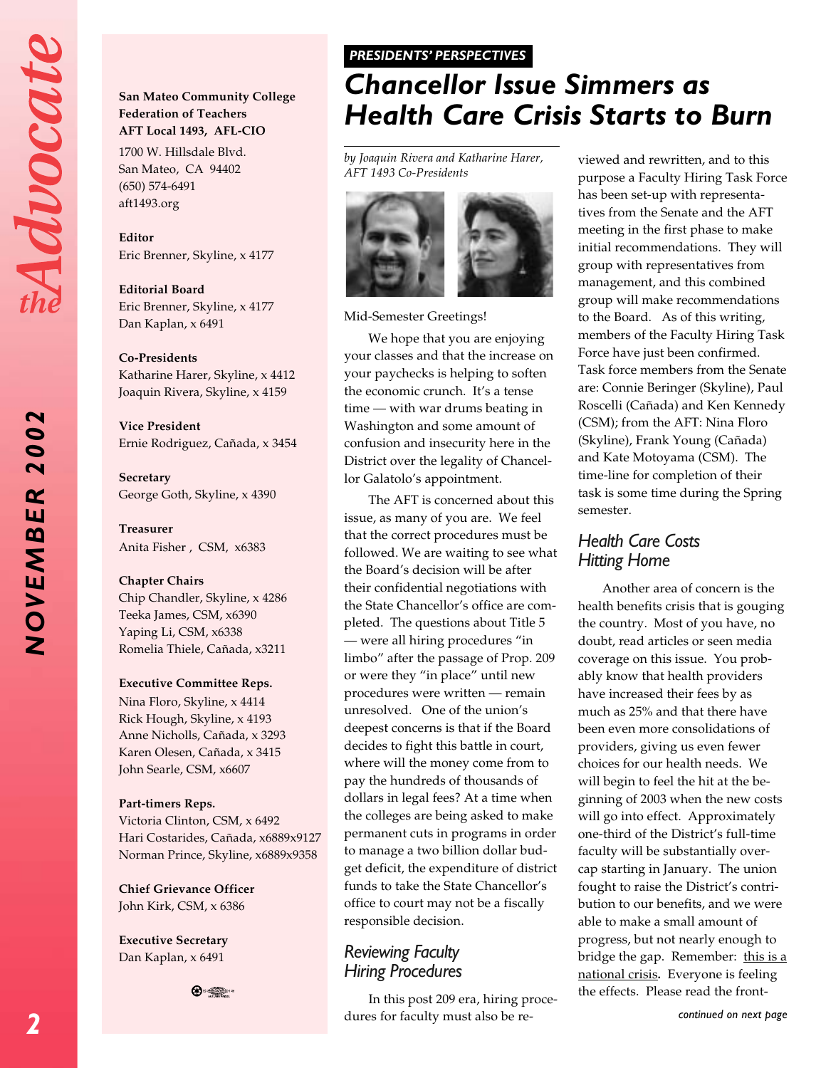**San Mateo Community College Federation of Teachers**
**AFT Local 1493, AFL-CIO**
1700 W. Hillsdale Blvd.
San Mateo, CA 94402
(650) 574-6491
aft1493.org

**Editor**
Eric Brenner, Skyline, x 4177

**Editorial Board**
Eric Brenner, Skyline, x 4177
Dan Kaplan, x 6491

**Co-Presidents**
Katharine Harer, Skyline, x 4412
Joaquin Rivera, Skyline, x 4159

**Vice President**
Ernie Rodriguez, Cañada, x 3454

**Secretary**
George Goth, Skyline, x 4390

**Treasurer**
Anita Fisher , CSM, x6383

**Chapter Chairs**
Chip Chandler, Skyline, x 4286
Teeka James, CSM, x6390
Yaping Li, CSM, x6338
Romelia Thiele, Cañada, x3211

**Executive Committee Reps.**
Nina Floro, Skyline, x 4414
Rick Hough, Skyline, x 4193
Anne Nicholls, Cañada, x 3293
Karen Olesen, Cañada, x 3415
John Searle, CSM, x6607

**Part-timers Reps.**
Victoria Clinton, CSM, x 6492
Hari Costarides, Cañada, x6889x9127
Norman Prince, Skyline, x6889x9358

**Chief Grievance Officer**
John Kirk, CSM, x 6386

**Executive Secretary**
Dan Kaplan, x 6491

**PRESIDENTS' PERSPECTIVES**

# Chancellor Issue Simmers as Health Care Crisis Starts to Burn

*by Joaquin Rivera and Katharine Harer, AFT 1493 Co-Presidents*

Mid-Semester Greetings!

We hope that you are enjoying your classes and that the increase on your paychecks is helping to soften the economic crunch. It's a tense time — with war drums beating in Washington and some amount of confusion and insecurity here in the District over the legality of Chancellor Galatolo's appointment.

The AFT is concerned about this issue, as many of you are. We feel that the correct procedures must be followed. We are waiting to see what the Board's decision will be after their confidential negotiations with the State Chancellor's office are completed. The questions about Title 5 — were all hiring procedures "in limbo" after the passage of Prop. 209 or were they "in place" until new procedures were written — remain unresolved. One of the union's deepest concerns is that if the Board decides to fight this battle in court, where will the money come from to pay the hundreds of thousands of dollars in legal fees? At a time when the colleges are being asked to make permanent cuts in programs in order to manage a two billion dollar budget deficit, the expenditure of district funds to take the State Chancellor's office to court may not be a fiscally responsible decision.

## Reviewing Faculty Hiring Procedures

In this post 209 era, hiring procedures for faculty must also be reviewed and rewritten, and to this purpose a Faculty Hiring Task Force has been set-up with representatives from the Senate and the AFT meeting in the first phase to make initial recommendations. They will group with representatives from management, and this combined group will make recommendations to the Board. As of this writing, members of the Faculty Hiring Task Force have just been confirmed. Task force members from the Senate are: Connie Beringer (Skyline), Paul Roscelli (Cañada) and Ken Kennedy (CSM); from the AFT: Nina Floro (Skyline), Frank Young (Cañada) and Kate Motoyama (CSM). The time-line for completion of their task is some time during the Spring semester.

## Health Care Costs Hitting Home

Another area of concern is the health benefits crisis that is gouging the country. Most of you have, no doubt, read articles or seen media coverage on this issue. You probably know that health providers have increased their fees by as much as 25% and that there have been even more consolidations of providers, giving us even fewer choices for our health needs. We will begin to feel the hit at the beginning of 2003 when the new costs will go into effect. Approximately one-third of the District's full-time faculty will be substantially overcap starting in January. The union fought to raise the District's contribution to our benefits, and we were able to make a small amount of progress, but not nearly enough to bridge the gap. Remember: this is a national crisis. Everyone is feeling the effects. Please read the front-

*continued on next page*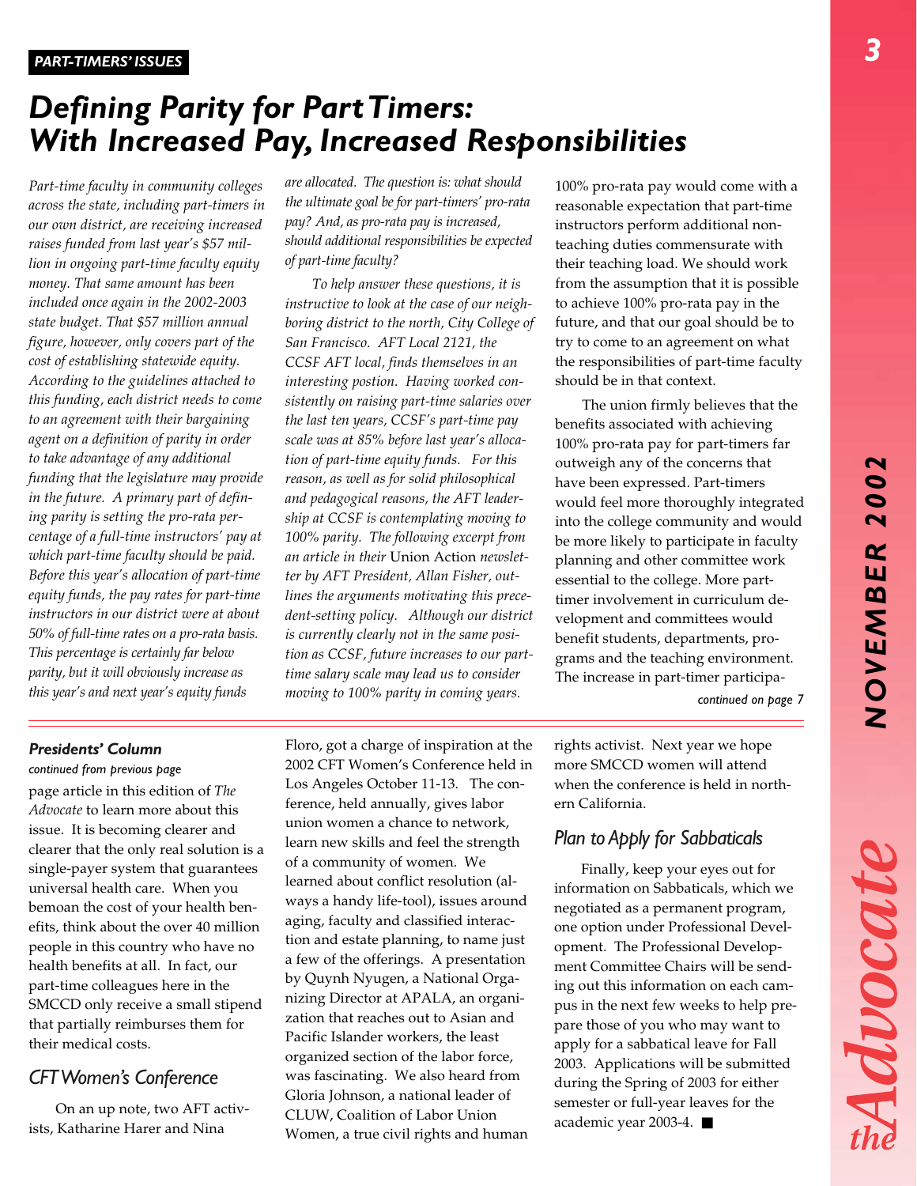**PART-TIMERS' ISSUES**

# Defining Parity for Part Timers: With Increased Pay, Increased Responsibilities

*Part-time faculty in community colleges across the state, including part-timers in our own district, are receiving increased raises funded from last year's $57 million in ongoing part-time faculty equity money. That same amount has been included once again in the 2002-2003 state budget. That $57 million annual figure, however, only covers part of the cost of establishing statewide equity. According to the guidelines attached to this funding, each district needs to come to an agreement with their bargaining agent on a definition of parity in order to take advantage of any additional funding that the legislature may provide in the future. A primary part of defining parity is setting the pro-rata percentage of a full-time instructors' pay at which part-time faculty should be paid. Before this year's allocation of part-time equity funds, the pay rates for part-time instructors in our district were at about 50% of full-time rates on a pro-rata basis. This percentage is certainly far below parity, but it will obviously increase as this year's and next year's equity funds are allocated. The question is: what should the ultimate goal be for part-timers' pro-rata pay? And, as pro-rata pay is increased, should additional responsibilities be expected of part-time faculty?*

*To help answer these questions, it is instructive to look at the case of our neighboring district to the north, City College of San Francisco. AFT Local 2121, the CCSF AFT local, finds themselves in an interesting postion. Having worked consistently on raising part-time salaries over the last ten years, CCSF's part-time pay scale was at 85% before last year's allocation of part-time equity funds. For this reason, as well as for solid philosophical and pedagogical reasons, the AFT leadership at CCSF is contemplating moving to 100% parity. The following excerpt from an article in their* Union Action *newsletter by AFT President, Allan Fisher, outlines the arguments motivating this precedent-setting policy. Although our district is currently clearly not in the same position as CCSF, future increases to our part-time salary scale may lead us to consider moving to 100% parity in coming years.*

100% pro-rata pay would come with a reasonable expectation that part-time instructors perform additional non-teaching duties commensurate with their teaching load. We should work from the assumption that it is possible to achieve 100% pro-rata pay in the future, and that our goal should be to try to come to an agreement on what the responsibilities of part-time faculty should be in that context.

The union firmly believes that the benefits associated with achieving 100% pro-rata pay for part-timers far outweigh any of the concerns that have been expressed. Part-timers would feel more thoroughly integrated into the college community and would be more likely to participate in faculty planning and other committee work essential to the college. More part-timer involvement in curriculum development and committees would benefit students, departments, programs and the teaching environment. The increase in part-timer participa-

*continued on page 7*

---

### Presidents' Column

*continued from previous page*

page article in this edition of *The Advocate* to learn more about this issue. It is becoming clearer and clearer that the only real solution is a single-payer system that guarantees universal health care. When you bemoan the cost of your health benefits, think about the over 40 million people in this country who have no health benefits at all. In fact, our part-time colleagues here in the SMCCD only receive a small stipend that partially reimburses them for their medical costs.

### CFT Women's Conference

On an up note, two AFT activists, Katharine Harer and Nina Floro, got a charge of inspiration at the 2002 CFT Women's Conference held in Los Angeles October 11-13. The conference, held annually, gives labor union women a chance to network, learn new skills and feel the strength of a community of women. We learned about conflict resolution (always a handy life-tool), issues around aging, faculty and classified interaction and estate planning, to name just a few of the offerings. A presentation by Quynh Nyugen, a National Organizing Director at APALA, an organization that reaches out to Asian and Pacific Islander workers, the least organized section of the labor force, was fascinating. We also heard from Gloria Johnson, a national leader of CLUW, Coalition of Labor Union Women, a true civil rights and human rights activist. Next year we hope more SMCCD women will attend when the conference is held in northern California.

### Plan to Apply for Sabbaticals

Finally, keep your eyes out for information on Sabbaticals, which we negotiated as a permanent program, one option under Professional Development. The Professional Development Committee Chairs will be sending out this information on each campus in the next few weeks to help prepare those of you who may want to apply for a sabbatical leave for Fall 2003. Applications will be submitted during the Spring of 2003 for either semester or full-year leaves for the academic year 2003-4. ■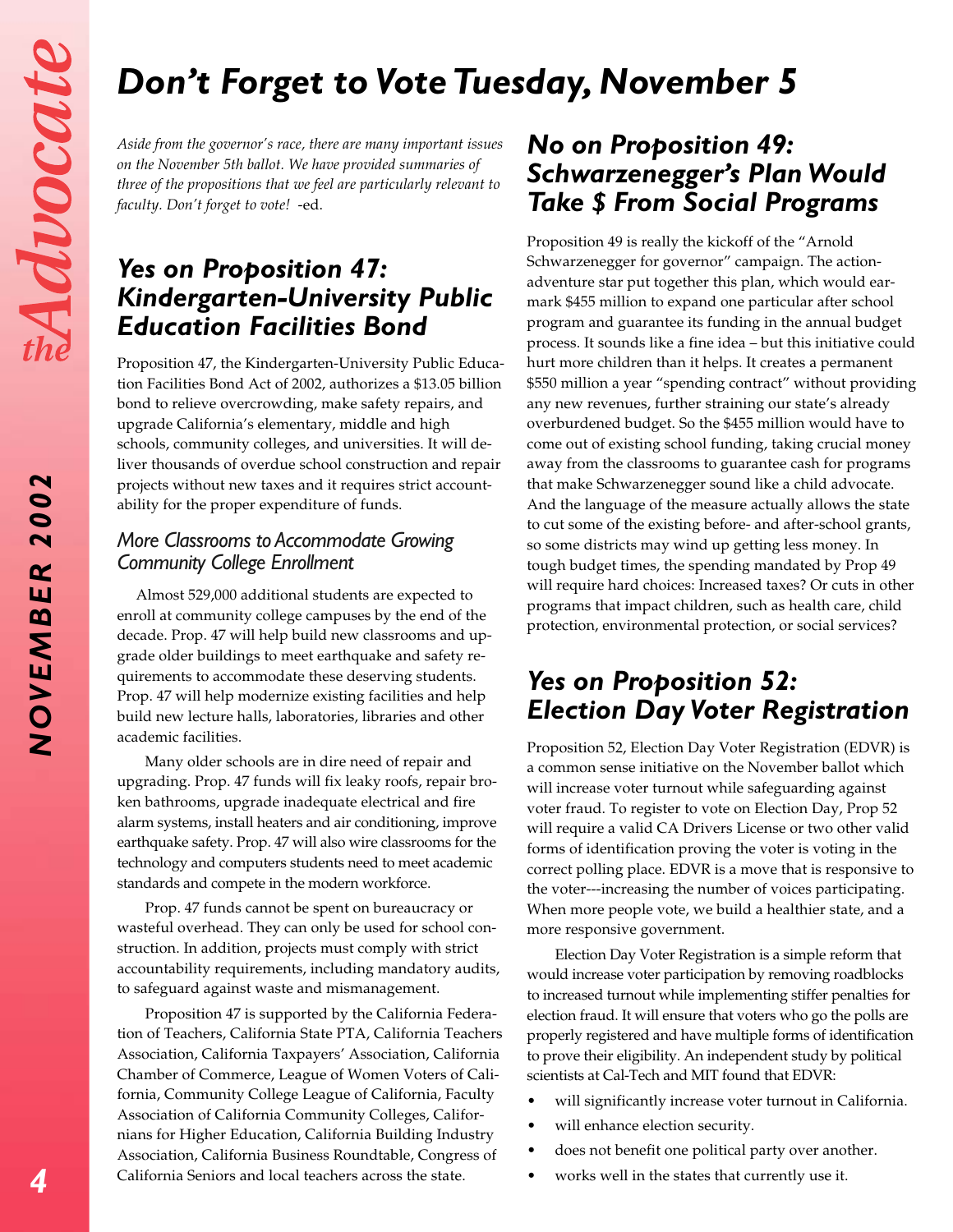# Don't Forget to Vote Tuesday, November 5

*Aside from the governor's race, there are many important issues on the November 5th ballot. We have provided summaries of three of the propositions that we feel are particularly relevant to faculty. Don't forget to vote!* -ed.

## Yes on Proposition 47: Kindergarten-University Public Education Facilities Bond

Proposition 47, the Kindergarten-University Public Education Facilities Bond Act of 2002, authorizes a $13.05 billion bond to relieve overcrowding, make safety repairs, and upgrade California's elementary, middle and high schools, community colleges, and universities. It will deliver thousands of overdue school construction and repair projects without new taxes and it requires strict accountability for the proper expenditure of funds.

### More Classrooms to Accommodate Growing Community College Enrollment

Almost 529,000 additional students are expected to enroll at community college campuses by the end of the decade. Prop. 47 will help build new classrooms and upgrade older buildings to meet earthquake and safety requirements to accommodate these deserving students. Prop. 47 will help modernize existing facilities and help build new lecture halls, laboratories, libraries and other academic facilities.

Many older schools are in dire need of repair and upgrading. Prop. 47 funds will fix leaky roofs, repair broken bathrooms, upgrade inadequate electrical and fire alarm systems, install heaters and air conditioning, improve earthquake safety. Prop. 47 will also wire classrooms for the technology and computers students need to meet academic standards and compete in the modern workforce.

Prop. 47 funds cannot be spent on bureaucracy or wasteful overhead. They can only be used for school construction. In addition, projects must comply with strict accountability requirements, including mandatory audits, to safeguard against waste and mismanagement.

Proposition 47 is supported by the California Federation of Teachers, California State PTA, California Teachers Association, California Taxpayers' Association, California Chamber of Commerce, League of Women Voters of California, Community College League of California, Faculty Association of California Community Colleges, Californians for Higher Education, California Building Industry Association, California Business Roundtable, Congress of California Seniors and local teachers across the state.

## No on Proposition 49: Schwarzenegger's Plan Would Take $ From Social Programs

Proposition 49 is really the kickoff of the "Arnold Schwarzenegger for governor" campaign. The action-adventure star put together this plan, which would earmark $455 million to expand one particular after school program and guarantee its funding in the annual budget process. It sounds like a fine idea – but this initiative could hurt more children than it helps. It creates a permanent $550 million a year "spending contract" without providing any new revenues, further straining our state's already overburdened budget. So the $455 million would have to come out of existing school funding, taking crucial money away from the classrooms to guarantee cash for programs that make Schwarzenegger sound like a child advocate. And the language of the measure actually allows the state to cut some of the existing before- and after-school grants, so some districts may wind up getting less money. In tough budget times, the spending mandated by Prop 49 will require hard choices: Increased taxes? Or cuts in other programs that impact children, such as health care, child protection, environmental protection, or social services?

## Yes on Proposition 52: Election Day Voter Registration

Proposition 52, Election Day Voter Registration (EDVR) is a common sense initiative on the November ballot which will increase voter turnout while safeguarding against voter fraud. To register to vote on Election Day, Prop 52 will require a valid CA Drivers License or two other valid forms of identification proving the voter is voting in the correct polling place. EDVR is a move that is responsive to the voter---increasing the number of voices participating. When more people vote, we build a healthier state, and a more responsive government.

Election Day Voter Registration is a simple reform that would increase voter participation by removing roadblocks to increased turnout while implementing stiffer penalties for election fraud. It will ensure that voters who go the polls are properly registered and have multiple forms of identification to prove their eligibility. An independent study by political scientists at Cal-Tech and MIT found that EDVR:

- will significantly increase voter turnout in California.
- will enhance election security.
- does not benefit one political party over another.
- works well in the states that currently use it.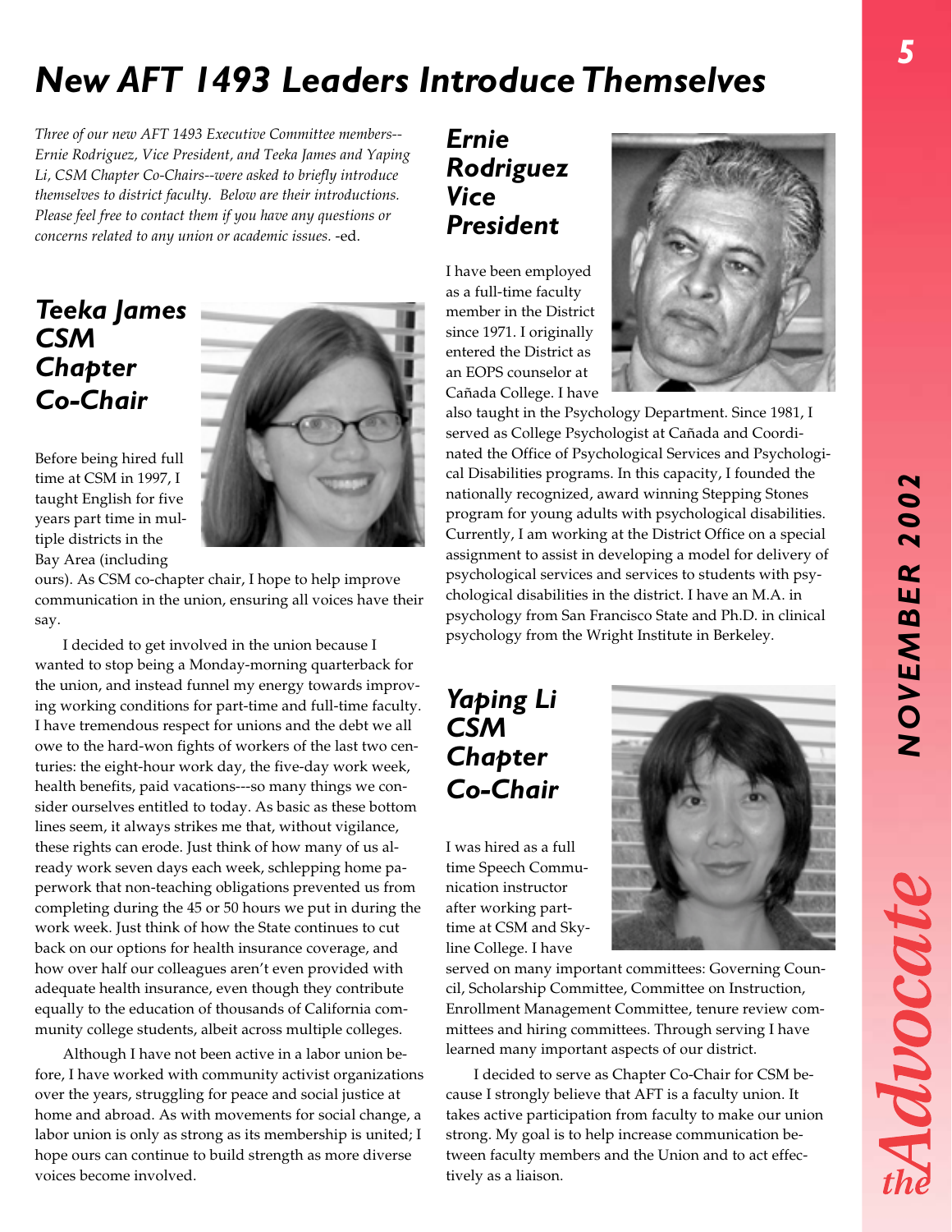# New AFT 1493 Leaders Introduce Themselves

*Three of our new AFT 1493 Executive Committee members--Ernie Rodriguez, Vice President, and Teeka James and Yaping Li, CSM Chapter Co-Chairs--were asked to briefly introduce themselves to district faculty. Below are their introductions. Please feel free to contact them if you have any questions or concerns related to any union or academic issues.* -ed.

## Teeka James CSM Chapter Co-Chair

Before being hired full time at CSM in 1997, I taught English for five years part time in multiple districts in the Bay Area (including ours). As CSM co-chapter chair, I hope to help improve communication in the union, ensuring all voices have their say.

I decided to get involved in the union because I wanted to stop being a Monday-morning quarterback for the union, and instead funnel my energy towards improving working conditions for part-time and full-time faculty. I have tremendous respect for unions and the debt we all owe to the hard-won fights of workers of the last two centuries: the eight-hour work day, the five-day work week, health benefits, paid vacations---so many things we consider ourselves entitled to today. As basic as these bottom lines seem, it always strikes me that, without vigilance, these rights can erode. Just think of how many of us already work seven days each week, schlepping home paperwork that non-teaching obligations prevented us from completing during the 45 or 50 hours we put in during the work week. Just think of how the State continues to cut back on our options for health insurance coverage, and how over half our colleagues aren't even provided with adequate health insurance, even though they contribute equally to the education of thousands of California community college students, albeit across multiple colleges.

Although I have not been active in a labor union before, I have worked with community activist organizations over the years, struggling for peace and social justice at home and abroad. As with movements for social change, a labor union is only as strong as its membership is united; I hope ours can continue to build strength as more diverse voices become involved.

## Ernie Rodriguez Vice President

I have been employed as a full-time faculty member in the District since 1971. I originally entered the District as an EOPS counselor at Cañada College. I have also taught in the Psychology Department. Since 1981, I served as College Psychologist at Cañada and Coordinated the Office of Psychological Services and Psychological Disabilities programs. In this capacity, I founded the nationally recognized, award winning Stepping Stones program for young adults with psychological disabilities. Currently, I am working at the District Office on a special assignment to assist in developing a model for delivery of psychological services and services to students with psychological disabilities in the district. I have an M.A. in psychology from San Francisco State and Ph.D. in clinical psychology from the Wright Institute in Berkeley.

## Yaping Li CSM Chapter Co-Chair

I was hired as a full time Speech Communication instructor after working part-time at CSM and Skyline College. I have served on many important committees: Governing Council, Scholarship Committee, Committee on Instruction, Enrollment Management Committee, tenure review committees and hiring committees. Through serving I have learned many important aspects of our district.

I decided to serve as Chapter Co-Chair for CSM because I strongly believe that AFT is a faculty union. It takes active participation from faculty to make our union strong. My goal is to help increase communication between faculty members and the Union and to act effectively as a liaison.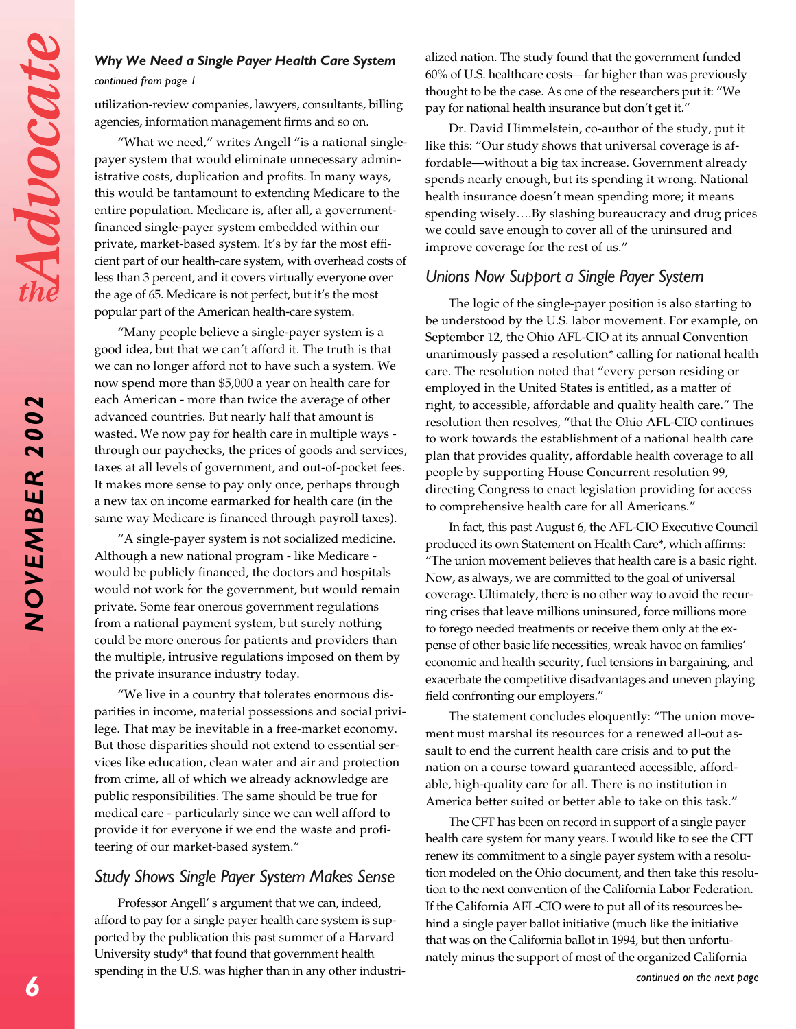### *Why We Need a Single Payer Health Care System*

*continued from page 1*

utilization-review companies, lawyers, consultants, billing agencies, information management firms and so on.

"What we need," writes Angell "is a national single-payer system that would eliminate unnecessary administrative costs, duplication and profits. In many ways, this would be tantamount to extending Medicare to the entire population. Medicare is, after all, a government-financed single-payer system embedded within our private, market-based system. It's by far the most efficient part of our health-care system, with overhead costs of less than 3 percent, and it covers virtually everyone over the age of 65. Medicare is not perfect, but it's the most popular part of the American health-care system.

"Many people believe a single-payer system is a good idea, but that we can't afford it. The truth is that we can no longer afford not to have such a system. We now spend more than $5,000 a year on health care for each American - more than twice the average of other advanced countries. But nearly half that amount is wasted. We now pay for health care in multiple ways - through our paychecks, the prices of goods and services, taxes at all levels of government, and out-of-pocket fees. It makes more sense to pay only once, perhaps through a new tax on income earmarked for health care (in the same way Medicare is financed through payroll taxes).

"A single-payer system is not socialized medicine. Although a new national program - like Medicare - would be publicly financed, the doctors and hospitals would not work for the government, but would remain private. Some fear onerous government regulations from a national payment system, but surely nothing could be more onerous for patients and providers than the multiple, intrusive regulations imposed on them by the private insurance industry today.

"We live in a country that tolerates enormous disparities in income, material possessions and social privilege. That may be inevitable in a free-market economy. But those disparities should not extend to essential services like education, clean water and air and protection from crime, all of which we already acknowledge are public responsibilities. The same should be true for medical care - particularly since we can well afford to provide it for everyone if we end the waste and profiteering of our market-based system."

## *Study Shows Single Payer System Makes Sense*

Professor Angell' s argument that we can, indeed, afford to pay for a single payer health care system is supported by the publication this past summer of a Harvard University study* that found that government health spending in the U.S. was higher than in any other industrialized nation. The study found that the government funded 60% of U.S. healthcare costs—far higher than was previously thought to be the case. As one of the researchers put it: "We pay for national health insurance but don't get it."

Dr. David Himmelstein, co-author of the study, put it like this: "Our study shows that universal coverage is affordable—without a big tax increase. Government already spends nearly enough, but its spending it wrong. National health insurance doesn't mean spending more; it means spending wisely….By slashing bureaucracy and drug prices we could save enough to cover all of the uninsured and improve coverage for the rest of us."

## *Unions Now Support a Single Payer System*

The logic of the single-payer position is also starting to be understood by the U.S. labor movement. For example, on September 12, the Ohio AFL-CIO at its annual Convention unanimously passed a resolution* calling for national health care. The resolution noted that "every person residing or employed in the United States is entitled, as a matter of right, to accessible, affordable and quality health care." The resolution then resolves, "that the Ohio AFL-CIO continues to work towards the establishment of a national health care plan that provides quality, affordable health coverage to all people by supporting House Concurrent resolution 99, directing Congress to enact legislation providing for access to comprehensive health care for all Americans."

In fact, this past August 6, the AFL-CIO Executive Council produced its own Statement on Health Care*, which affirms: "The union movement believes that health care is a basic right. Now, as always, we are committed to the goal of universal coverage. Ultimately, there is no other way to avoid the recurring crises that leave millions uninsured, force millions more to forego needed treatments or receive them only at the expense of other basic life necessities, wreak havoc on families' economic and health security, fuel tensions in bargaining, and exacerbate the competitive disadvantages and uneven playing field confronting our employers."

The statement concludes eloquently: "The union movement must marshal its resources for a renewed all-out assault to end the current health care crisis and to put the nation on a course toward guaranteed accessible, affordable, high-quality care for all. There is no institution in America better suited or better able to take on this task."

The CFT has been on record in support of a single payer health care system for many years. I would like to see the CFT renew its commitment to a single payer system with a resolution modeled on the Ohio document, and then take this resolution to the next convention of the California Labor Federation. If the California AFL-CIO were to put all of its resources behind a single payer ballot initiative (much like the initiative that was on the California ballot in 1994, but then unfortunately minus the support of most of the organized California

*continued on the next page*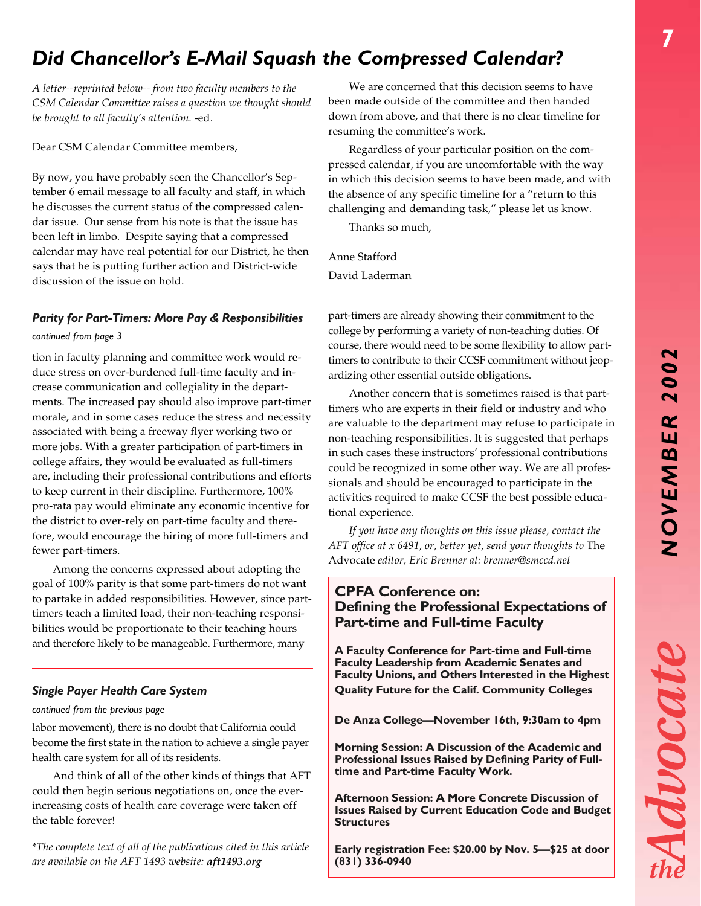# Did Chancellor's E-Mail Squash the Compressed Calendar?

*A letter--reprinted below-- from two faculty members to the CSM Calendar Committee raises a question we thought should be brought to all faculty's attention.* -ed.

Dear CSM Calendar Committee members,

By now, you have probably seen the Chancellor's September 6 email message to all faculty and staff, in which he discusses the current status of the compressed calendar issue. Our sense from his note is that the issue has been left in limbo. Despite saying that a compressed calendar may have real potential for our District, he then says that he is putting further action and District-wide discussion of the issue on hold.

We are concerned that this decision seems to have been made outside of the committee and then handed down from above, and that there is no clear timeline for resuming the committee's work.

Regardless of your particular position on the compressed calendar, if you are uncomfortable with the way in which this decision seems to have been made, and with the absence of any specific timeline for a "return to this challenging and demanding task," please let us know.

Thanks so much,

Anne Stafford

David Laderman

---

### Parity for Part-Timers: More Pay & Responsibilities

*continued from page 3*

tion in faculty planning and committee work would reduce stress on over-burdened full-time faculty and increase communication and collegiality in the departments. The increased pay should also improve part-timer morale, and in some cases reduce the stress and necessity associated with being a freeway flyer working two or more jobs. With a greater participation of part-timers in college affairs, they would be evaluated as full-timers are, including their professional contributions and efforts to keep current in their discipline. Furthermore, 100% pro-rata pay would eliminate any economic incentive for the district to over-rely on part-time faculty and therefore, would encourage the hiring of more full-timers and fewer part-timers.

Among the concerns expressed about adopting the goal of 100% parity is that some part-timers do not want to partake in added responsibilities. However, since part-timers teach a limited load, their non-teaching responsibilities would be proportionate to their teaching hours and therefore likely to be manageable. Furthermore, many part-timers are already showing their commitment to the college by performing a variety of non-teaching duties. Of course, there would need to be some flexibility to allow part-timers to contribute to their CCSF commitment without jeopardizing other essential outside obligations.

Another concern that is sometimes raised is that part-timers who are experts in their field or industry and who are valuable to the department may refuse to participate in non-teaching responsibilities. It is suggested that perhaps in such cases these instructors' professional contributions could be recognized in some other way. We are all professionals and should be encouraged to participate in the activities required to make CCSF the best possible educational experience.

*If you have any thoughts on this issue please, contact the AFT office at x 6491, or, better yet, send your thoughts to* The Advocate *editor, Eric Brenner at: brenner@smccd.net*

---

### Single Payer Health Care System

*continued from the previous page*

labor movement), there is no doubt that California could become the first state in the nation to achieve a single payer health care system for all of its residents.

And think of all of the other kinds of things that AFT could then begin serious negotiations on, once the ever-increasing costs of health care coverage were taken off the table forever!

\**The complete text of all of the publications cited in this article are available on the AFT 1493 website:* ***aft1493.org***

---

## CPFA Conference on: Defining the Professional Expectations of Part-time and Full-time Faculty

**A Faculty Conference for Part-time and Full-time Faculty Leadership from Academic Senates and Faculty Unions, and Others Interested in the Highest Quality Future for the Calif. Community Colleges**

**De Anza College—November 16th, 9:30am to 4pm**

**Morning Session: A Discussion of the Academic and Professional Issues Raised by Defining Parity of Full-time and Part-time Faculty Work.**

**Afternoon Session: A More Concrete Discussion of Issues Raised by Current Education Code and Budget Structures**

**Early registration Fee: $20.00 by Nov. 5—$25 at door (831) 336-0940**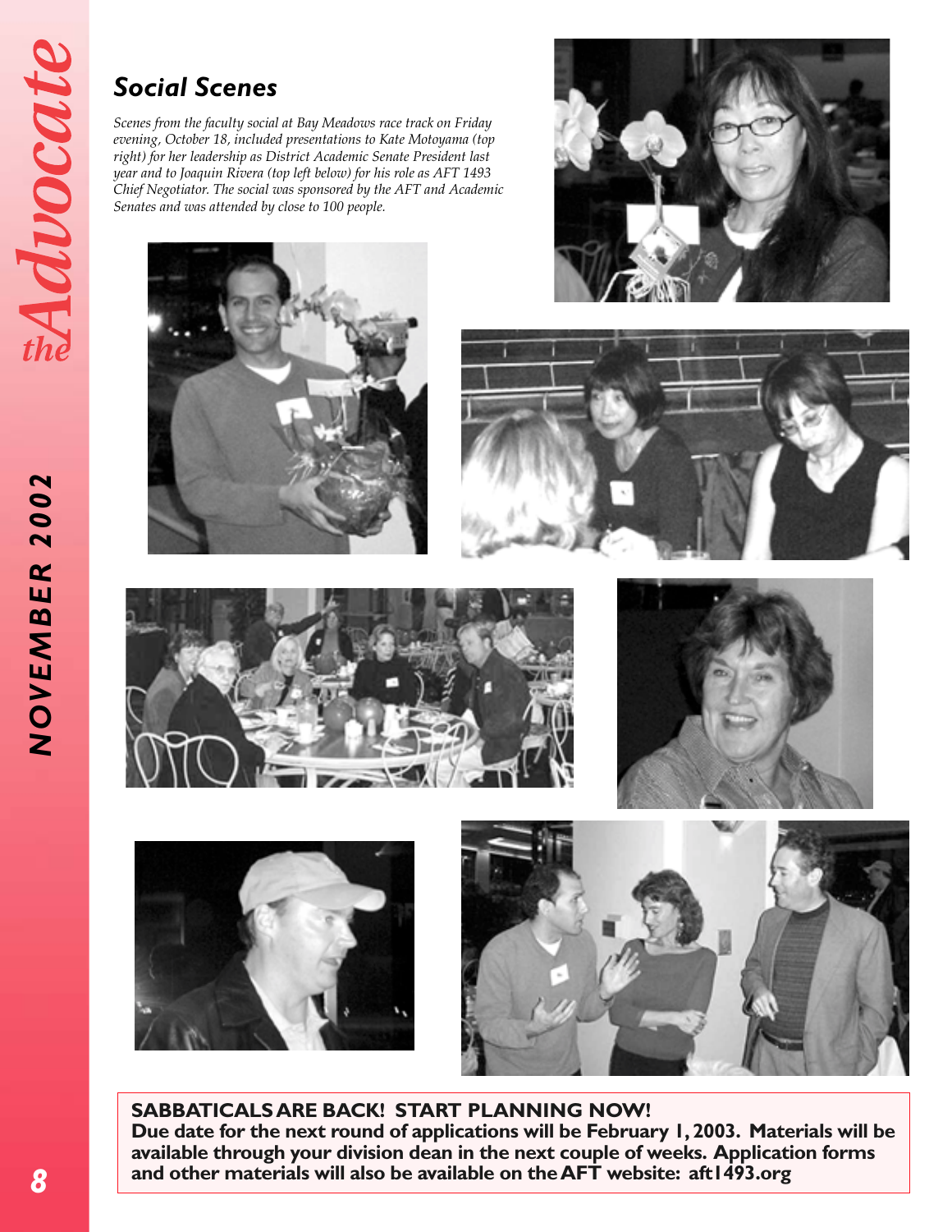## *Social Scenes*

*Scenes from the faculty social at Bay Meadows race track on Friday evening, October 18, included presentations to Kate Motoyama (top right) for her leadership as District Academic Senate President last year and to Joaquin Rivera (top left below) for his role as AFT 1493 Chief Negotiator. The social was sponsored by the AFT and Academic Senates and was attended by close to 100 people.*

**SABBATICALS ARE BACK! START PLANNING NOW!**
**Due date for the next round of applications will be February 1, 2003. Materials will be available through your division dean in the next couple of weeks. Application forms and other materials will also be available on the AFT website: aft1493.org**